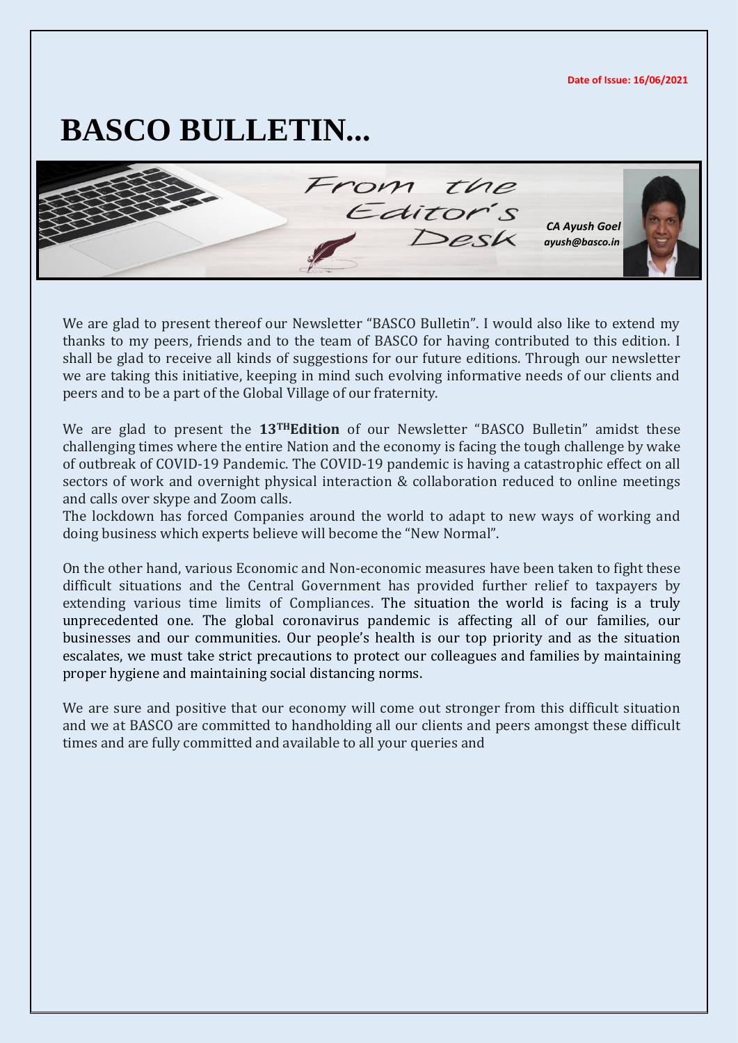Date of Issue: 16/06/2021

# BASCO BULLETIN...

## From the Editor's Desk

*CA Ayush Goel*
*ayush@basco.in*

We are glad to present thereof our Newsletter "BASCO Bulletin". I would also like to extend my thanks to my peers, friends and to the team of BASCO for having contributed to this edition. I shall be glad to receive all kinds of suggestions for our future editions. Through our newsletter we are taking this initiative, keeping in mind such evolving informative needs of our clients and peers and to be a part of the Global Village of our fraternity.

We are glad to present the **13THEdition** of our Newsletter "BASCO Bulletin" amidst these challenging times where the entire Nation and the economy is facing the tough challenge by wake of outbreak of COVID-19 Pandemic. The COVID-19 pandemic is having a catastrophic effect on all sectors of work and overnight physical interaction & collaboration reduced to online meetings and calls over skype and Zoom calls.
The lockdown has forced Companies around the world to adapt to new ways of working and doing business which experts believe will become the "New Normal".

On the other hand, various Economic and Non-economic measures have been taken to fight these difficult situations and the Central Government has provided further relief to taxpayers by extending various time limits of Compliances. The situation the world is facing is a truly unprecedented one. The global coronavirus pandemic is affecting all of our families, our businesses and our communities. Our people's health is our top priority and as the situation escalates, we must take strict precautions to protect our colleagues and families by maintaining proper hygiene and maintaining social distancing norms.

We are sure and positive that our economy will come out stronger from this difficult situation and we at BASCO are committed to handholding all our clients and peers amongst these difficult times and are fully committed and available to all your queries and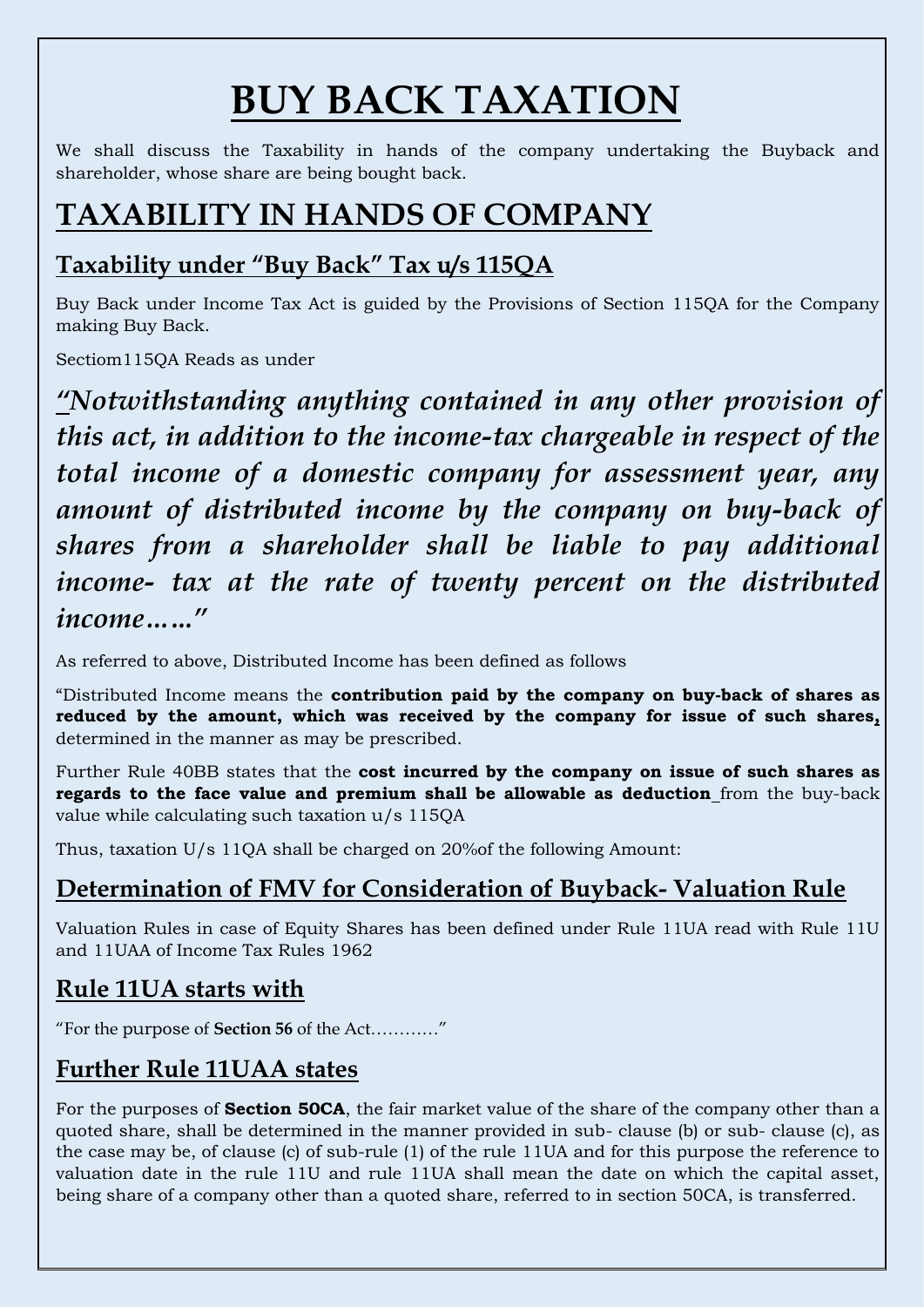# BUY BACK TAXATION

We shall discuss the Taxability in hands of the company undertaking the Buyback and shareholder, whose share are being bought back.

# TAXABILITY IN HANDS OF COMPANY

## Taxability under "Buy Back" Tax u/s 115QA

Buy Back under Income Tax Act is guided by the Provisions of Section 115QA for the Company making Buy Back.

Sectiom115QA Reads as under

*"Notwithstanding anything contained in any other provision of this act, in addition to the income-tax chargeable in respect of the total income of a domestic company for assessment year, any amount of distributed income by the company on buy-back of shares from a shareholder shall be liable to pay additional income- tax at the rate of twenty percent on the distributed income……"*

As referred to above, Distributed Income has been defined as follows

"Distributed Income means the **contribution paid by the company on buy-back of shares as reduced by the amount, which was received by the company for issue of such shares,** determined in the manner as may be prescribed.

Further Rule 40BB states that the **cost incurred by the company on issue of such shares as regards to the face value and premium shall be allowable as deduction** from the buy-back value while calculating such taxation u/s 115QA

Thus, taxation U/s 11QA shall be charged on 20%of the following Amount:

## Determination of FMV for Consideration of Buyback- Valuation Rule

Valuation Rules in case of Equity Shares has been defined under Rule 11UA read with Rule 11U and 11UAA of Income Tax Rules 1962

## Rule 11UA starts with

"For the purpose of **Section 56** of the Act…………"

## Further Rule 11UAA states

For the purposes of **Section 50CA**, the fair market value of the share of the company other than a quoted share, shall be determined in the manner provided in sub- clause (b) or sub- clause (c), as the case may be, of clause (c) of sub-rule (1) of the rule 11UA and for this purpose the reference to valuation date in the rule 11U and rule 11UA shall mean the date on which the capital asset, being share of a company other than a quoted share, referred to in section 50CA, is transferred.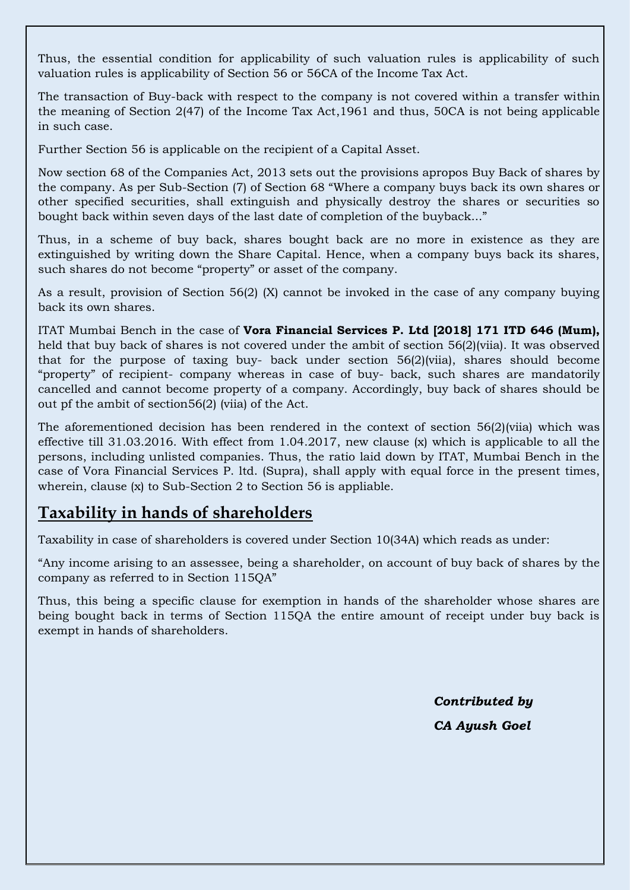Thus, the essential condition for applicability of such valuation rules is applicability of such valuation rules is applicability of Section 56 or 56CA of the Income Tax Act.

The transaction of Buy-back with respect to the company is not covered within a transfer within the meaning of Section 2(47) of the Income Tax Act,1961 and thus, 50CA is not being applicable in such case.

Further Section 56 is applicable on the recipient of a Capital Asset.

Now section 68 of the Companies Act, 2013 sets out the provisions apropos Buy Back of shares by the company. As per Sub-Section (7) of Section 68 "Where a company buys back its own shares or other specified securities, shall extinguish and physically destroy the shares or securities so bought back within seven days of the last date of completion of the buyback..."

Thus, in a scheme of buy back, shares bought back are no more in existence as they are extinguished by writing down the Share Capital. Hence, when a company buys back its shares, such shares do not become "property" or asset of the company.

As a result, provision of Section 56(2) (X) cannot be invoked in the case of any company buying back its own shares.

ITAT Mumbai Bench in the case of **Vora Financial Services P. Ltd [2018] 171 ITD 646 (Mum),** held that buy back of shares is not covered under the ambit of section 56(2)(viia). It was observed that for the purpose of taxing buy- back under section 56(2)(viia), shares should become "property" of recipient- company whereas in case of buy- back, such shares are mandatorily cancelled and cannot become property of a company. Accordingly, buy back of shares should be out pf the ambit of section56(2) (viia) of the Act.

The aforementioned decision has been rendered in the context of section 56(2)(viia) which was effective till 31.03.2016. With effect from 1.04.2017, new clause (x) which is applicable to all the persons, including unlisted companies. Thus, the ratio laid down by ITAT, Mumbai Bench in the case of Vora Financial Services P. ltd. (Supra), shall apply with equal force in the present times, wherein, clause (x) to Sub-Section 2 to Section 56 is appliable.

## Taxability in hands of shareholders

Taxability in case of shareholders is covered under Section 10(34A) which reads as under:

"Any income arising to an assessee, being a shareholder, on account of buy back of shares by the company as referred to in Section 115QA"

Thus, this being a specific clause for exemption in hands of the shareholder whose shares are being bought back in terms of Section 115QA the entire amount of receipt under buy back is exempt in hands of shareholders.

***Contributed by***

***CA Ayush Goel***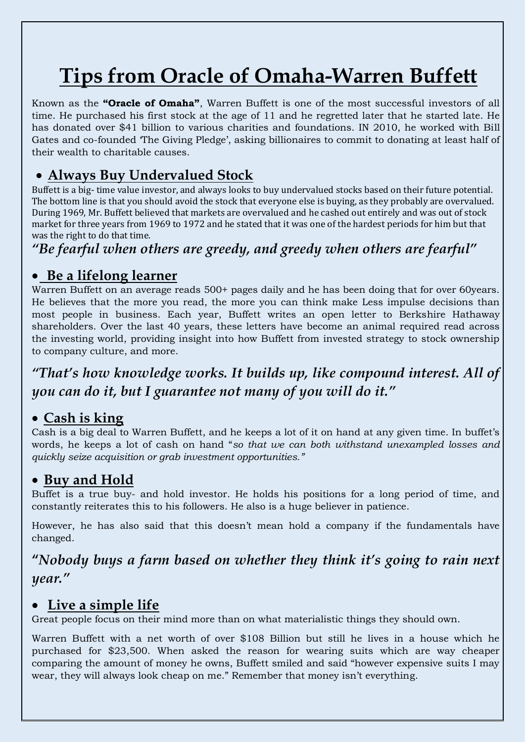// Title
# Tips from Oracle of Omaha-Warren Buffett

Known as the **"Oracle of Omaha"**, Warren Buffett is one of the most successful investors of all time. He purchased his first stock at the age of 11 and he regretted later that he started late. He has donated over $41 billion to various charities and foundations. IN 2010, he worked with Bill Gates and co-founded 'The Giving Pledge', asking billionaires to commit to donating at least half of their wealth to charitable causes.

## Always Buy Undervalued Stock

Buffett is a big- time value investor, and always looks to buy undervalued stocks based on their future potential. The bottom line is that you should avoid the stock that everyone else is buying, as they probably are overvalued. During 1969, Mr. Buffett believed that markets are overvalued and he cashed out entirely and was out of stock market for three years from 1969 to 1972 and he stated that it was one of the hardest periods for him but that was the right to do that time.

***"Be fearful when others are greedy, and greedy when others are fearful"***

## Be a lifelong learner

Warren Buffett on an average reads 500+ pages daily and he has been doing that for over 60years. He believes that the more you read, the more you can think make Less impulse decisions than most people in business. Each year, Buffett writes an open letter to Berkshire Hathaway shareholders. Over the last 40 years, these letters have become an animal required read across the investing world, providing insight into how Buffett from invested strategy to stock ownership to company culture, and more.

***"That's how knowledge works. It builds up, like compound interest. All of you can do it, but I guarantee not many of you will do it."***

## Cash is king

Cash is a big deal to Warren Buffett, and he keeps a lot of it on hand at any given time. In buffet's words, he keeps a lot of cash on hand "*so that we can both withstand unexampled losses and quickly seize acquisition or grab investment opportunities.*"

## Buy and Hold

Buffet is a true buy- and hold investor. He holds his positions for a long period of time, and constantly reiterates this to his followers. He also is a huge believer in patience.

However, he has also said that this doesn't mean hold a company if the fundamentals have changed.

***"Nobody buys a farm based on whether they think it's going to rain next year."***

## Live a simple life

Great people focus on their mind more than on what materialistic things they should own.

Warren Buffett with a net worth of over $108 Billion but still he lives in a house which he purchased for $23,500. When asked the reason for wearing suits which are way cheaper comparing the amount of money he owns, Buffett smiled and said "however expensive suits I may wear, they will always look cheap on me." Remember that money isn't everything.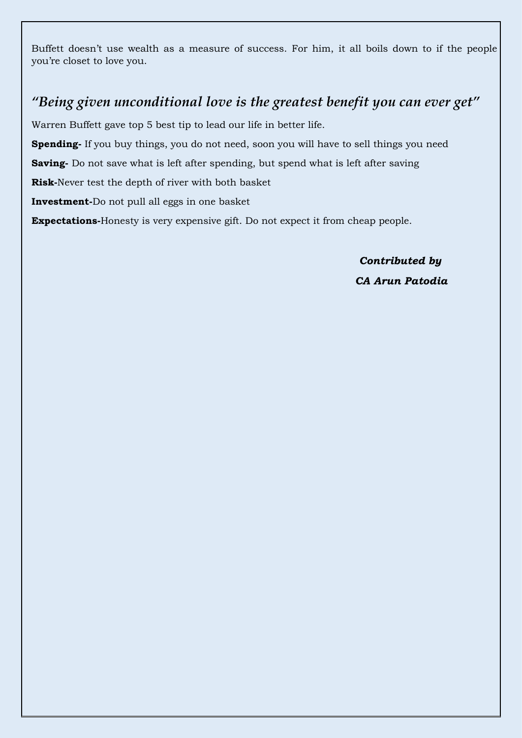Buffett doesn't use wealth as a measure of success. For him, it all boils down to if the people you're closet to love you.

## *"Being given unconditional love is the greatest benefit you can ever get"*

Warren Buffett gave top 5 best tip to lead our life in better life.

**Spending-** If you buy things, you do not need, soon you will have to sell things you need

**Saving-** Do not save what is left after spending, but spend what is left after saving

**Risk-**Never test the depth of river with both basket

**Investment-**Do not pull all eggs in one basket

**Expectations-**Honesty is very expensive gift. Do not expect it from cheap people.

***Contributed by***

***CA Arun Patodia***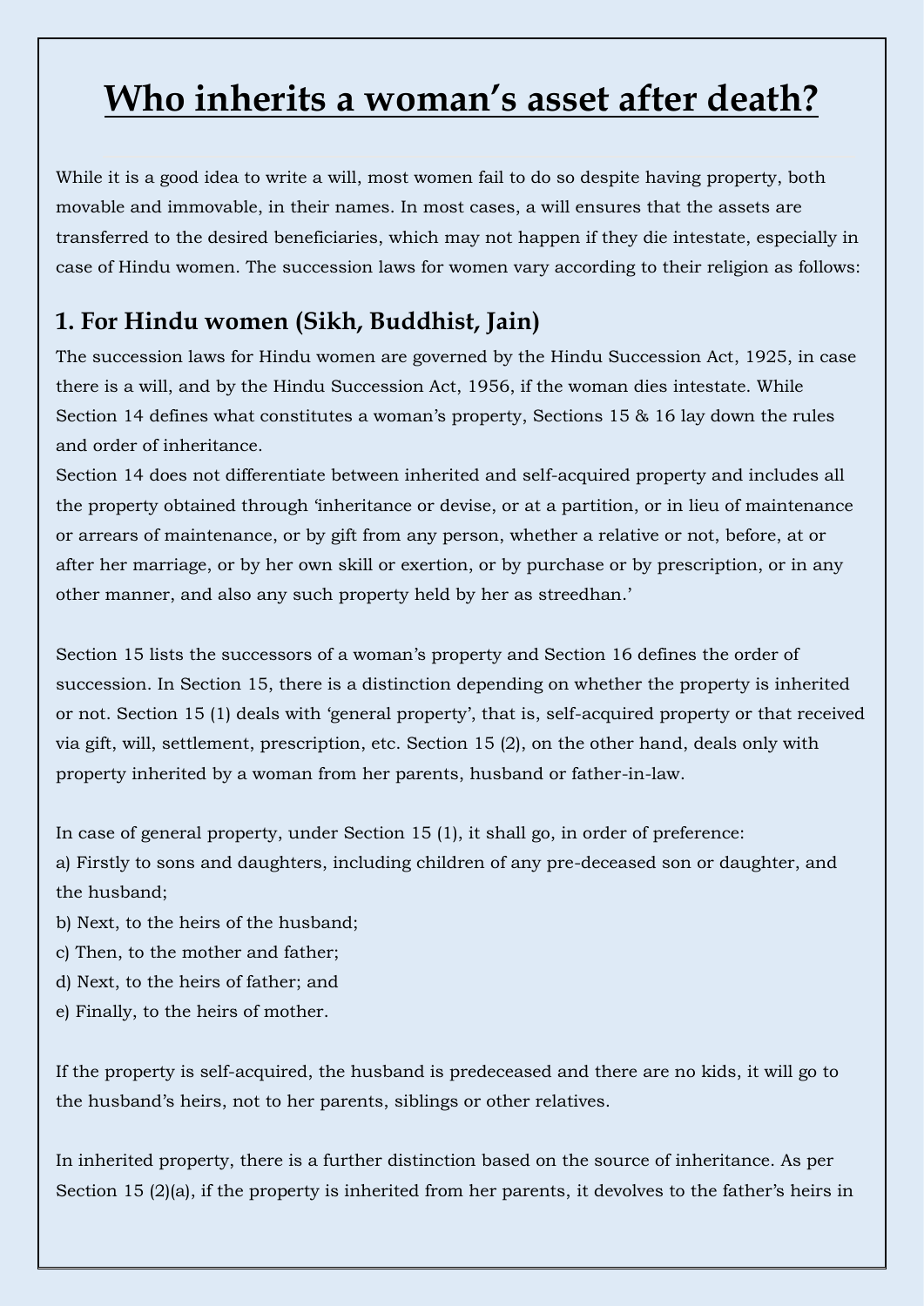# Who inherits a woman's asset after death?

While it is a good idea to write a will, most women fail to do so despite having property, both movable and immovable, in their names. In most cases, a will ensures that the assets are transferred to the desired beneficiaries, which may not happen if they die intestate, especially in case of Hindu women. The succession laws for women vary according to their religion as follows:

## 1. For Hindu women (Sikh, Buddhist, Jain)

The succession laws for Hindu women are governed by the Hindu Succession Act, 1925, in case there is a will, and by the Hindu Succession Act, 1956, if the woman dies intestate. While Section 14 defines what constitutes a woman's property, Sections 15 & 16 lay down the rules and order of inheritance.

Section 14 does not differentiate between inherited and self-acquired property and includes all the property obtained through 'inheritance or devise, or at a partition, or in lieu of maintenance or arrears of maintenance, or by gift from any person, whether a relative or not, before, at or after her marriage, or by her own skill or exertion, or by purchase or by prescription, or in any other manner, and also any such property held by her as streedhan.'

Section 15 lists the successors of a woman's property and Section 16 defines the order of succession. In Section 15, there is a distinction depending on whether the property is inherited or not. Section 15 (1) deals with 'general property', that is, self-acquired property or that received via gift, will, settlement, prescription, etc. Section 15 (2), on the other hand, deals only with property inherited by a woman from her parents, husband or father-in-law.

In case of general property, under Section 15 (1), it shall go, in order of preference:

a) Firstly to sons and daughters, including children of any pre-deceased son or daughter, and the husband;

b) Next, to the heirs of the husband;

c) Then, to the mother and father;

d) Next, to the heirs of father; and

e) Finally, to the heirs of mother.

If the property is self-acquired, the husband is predeceased and there are no kids, it will go to the husband's heirs, not to her parents, siblings or other relatives.

In inherited property, there is a further distinction based on the source of inheritance. As per Section 15 (2)(a), if the property is inherited from her parents, it devolves to the father's heirs in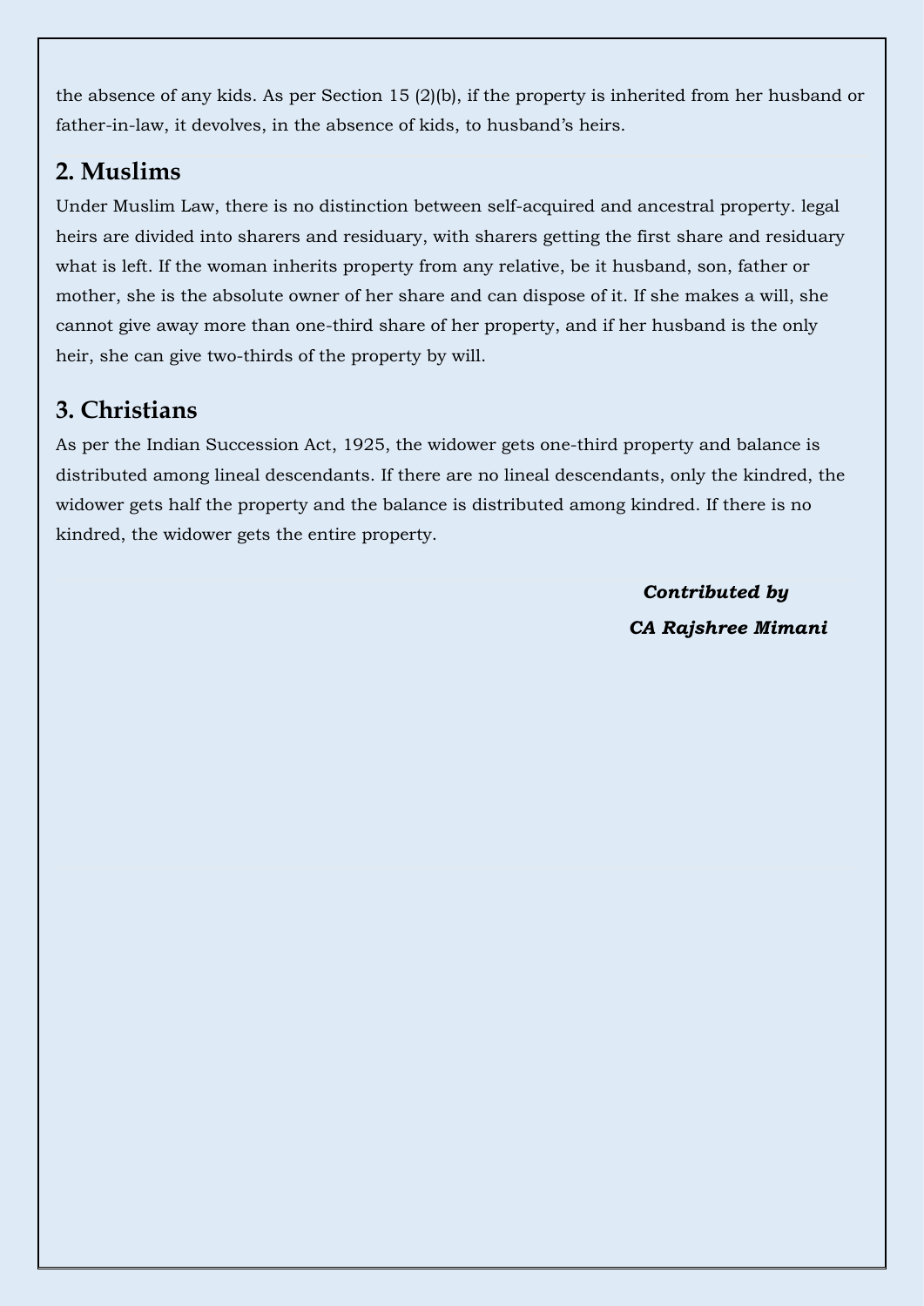the absence of any kids. As per Section 15 (2)(b), if the property is inherited from her husband or father-in-law, it devolves, in the absence of kids, to husband's heirs.

## 2. Muslims

Under Muslim Law, there is no distinction between self-acquired and ancestral property. legal heirs are divided into sharers and residuary, with sharers getting the first share and residuary what is left. If the woman inherits property from any relative, be it husband, son, father or mother, she is the absolute owner of her share and can dispose of it. If she makes a will, she cannot give away more than one-third share of her property, and if her husband is the only heir, she can give two-thirds of the property by will.

## 3. Christians

As per the Indian Succession Act, 1925, the widower gets one-third property and balance is distributed among lineal descendants. If there are no lineal descendants, only the kindred, the widower gets half the property and the balance is distributed among kindred. If there is no kindred, the widower gets the entire property.

***Contributed by***

***CA Rajshree Mimani***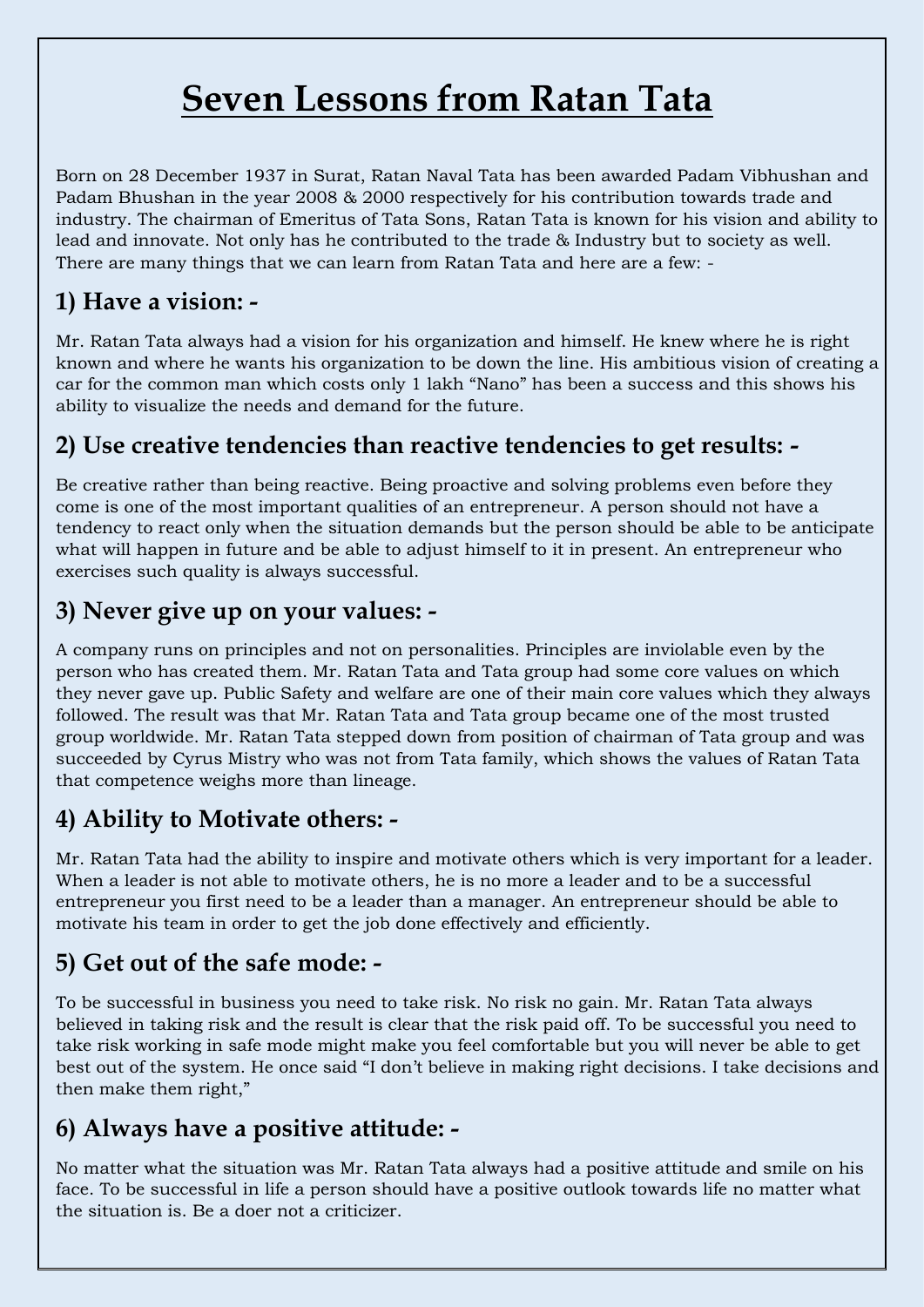# Seven Lessons from Ratan Tata

Born on 28 December 1937 in Surat, Ratan Naval Tata has been awarded Padam Vibhushan and Padam Bhushan in the year 2008 & 2000 respectively for his contribution towards trade and industry. The chairman of Emeritus of Tata Sons, Ratan Tata is known for his vision and ability to lead and innovate. Not only has he contributed to the trade & Industry but to society as well. There are many things that we can learn from Ratan Tata and here are a few: -

## 1) Have a vision: -

Mr. Ratan Tata always had a vision for his organization and himself. He knew where he is right known and where he wants his organization to be down the line. His ambitious vision of creating a car for the common man which costs only 1 lakh "Nano" has been a success and this shows his ability to visualize the needs and demand for the future.

## 2) Use creative tendencies than reactive tendencies to get results: -

Be creative rather than being reactive. Being proactive and solving problems even before they come is one of the most important qualities of an entrepreneur. A person should not have a tendency to react only when the situation demands but the person should be able to be anticipate what will happen in future and be able to adjust himself to it in present. An entrepreneur who exercises such quality is always successful.

## 3) Never give up on your values: -

A company runs on principles and not on personalities. Principles are inviolable even by the person who has created them. Mr. Ratan Tata and Tata group had some core values on which they never gave up. Public Safety and welfare are one of their main core values which they always followed. The result was that Mr. Ratan Tata and Tata group became one of the most trusted group worldwide. Mr. Ratan Tata stepped down from position of chairman of Tata group and was succeeded by Cyrus Mistry who was not from Tata family, which shows the values of Ratan Tata that competence weighs more than lineage.

## 4) Ability to Motivate others: -

Mr. Ratan Tata had the ability to inspire and motivate others which is very important for a leader. When a leader is not able to motivate others, he is no more a leader and to be a successful entrepreneur you first need to be a leader than a manager. An entrepreneur should be able to motivate his team in order to get the job done effectively and efficiently.

## 5) Get out of the safe mode: -

To be successful in business you need to take risk. No risk no gain. Mr. Ratan Tata always believed in taking risk and the result is clear that the risk paid off. To be successful you need to take risk working in safe mode might make you feel comfortable but you will never be able to get best out of the system. He once said "I don't believe in making right decisions. I take decisions and then make them right,"

## 6) Always have a positive attitude: -

No matter what the situation was Mr. Ratan Tata always had a positive attitude and smile on his face. To be successful in life a person should have a positive outlook towards life no matter what the situation is. Be a doer not a criticizer.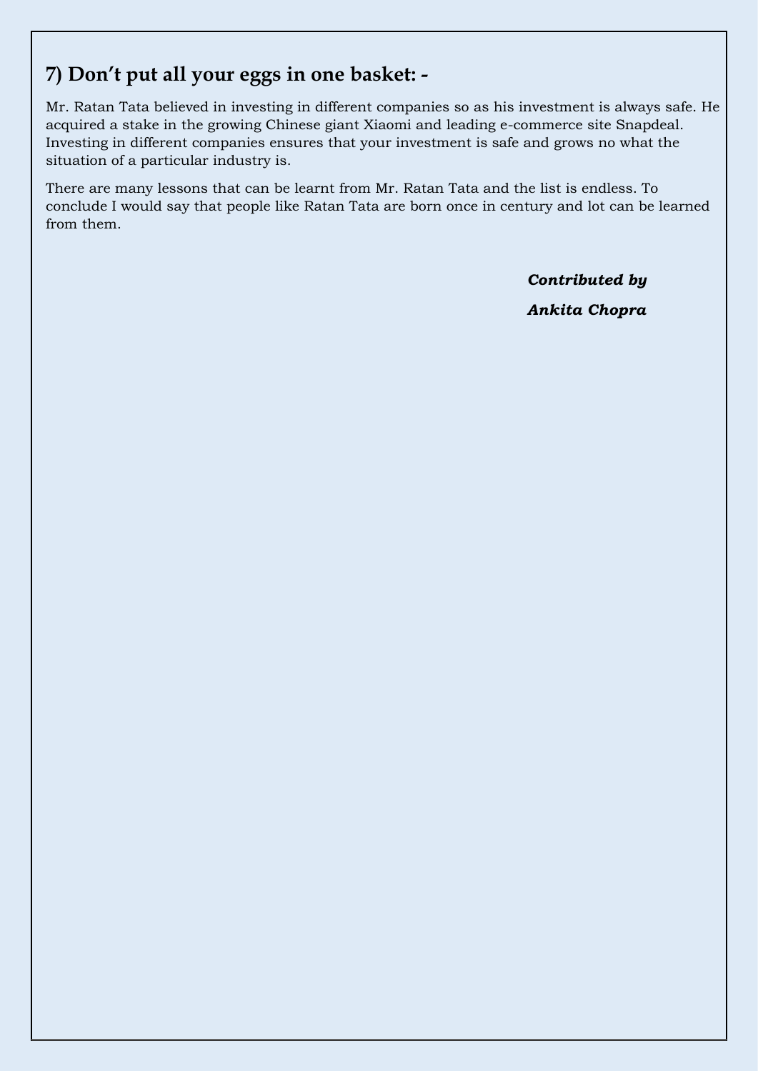## 7) Don’t put all your eggs in one basket: -

Mr. Ratan Tata believed in investing in different companies so as his investment is always safe. He acquired a stake in the growing Chinese giant Xiaomi and leading e-commerce site Snapdeal. Investing in different companies ensures that your investment is safe and grows no what the situation of a particular industry is.

There are many lessons that can be learnt from Mr. Ratan Tata and the list is endless. To conclude I would say that people like Ratan Tata are born once in century and lot can be learned from them.

***Contributed by***

***Ankita Chopra***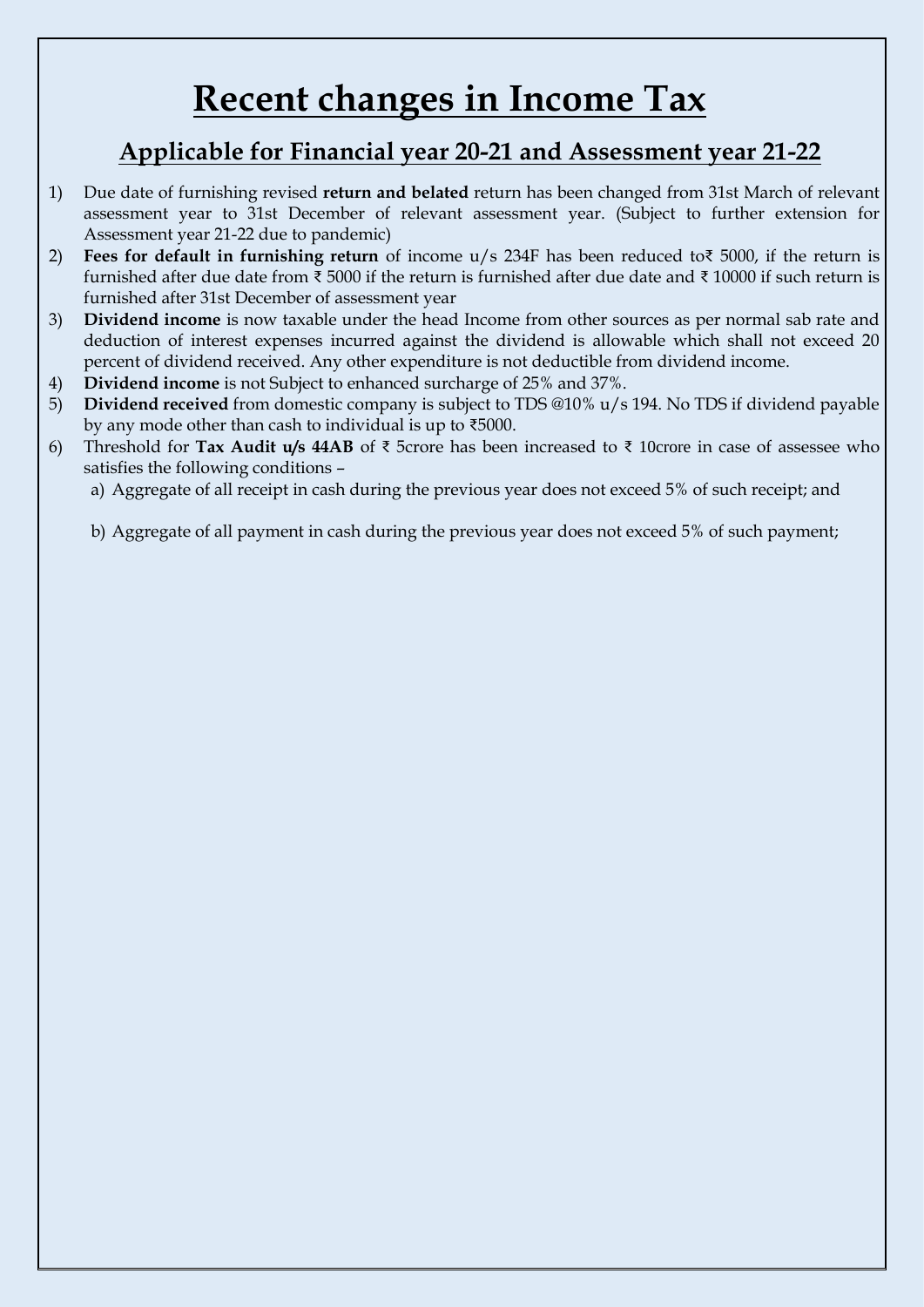# Recent changes in Income Tax

## Applicable for Financial year 20-21 and Assessment year 21-22

1) Due date of furnishing revised **return and belated** return has been changed from 31st March of relevant assessment year to 31st December of relevant assessment year. (Subject to further extension for Assessment year 21-22 due to pandemic)
2) **Fees for default in furnishing return** of income u/s 234F has been reduced to₹ 5000, if the return is furnished after due date from ₹ 5000 if the return is furnished after due date and ₹ 10000 if such return is furnished after 31st December of assessment year
3) **Dividend income** is now taxable under the head Income from other sources as per normal sab rate and deduction of interest expenses incurred against the dividend is allowable which shall not exceed 20 percent of dividend received. Any other expenditure is not deductible from dividend income.
4) **Dividend income** is not Subject to enhanced surcharge of 25% and 37%.
5) **Dividend received** from domestic company is subject to TDS @10% u/s 194. No TDS if dividend payable by any mode other than cash to individual is up to ₹5000.
6) Threshold for **Tax Audit u/s 44AB** of ₹ 5crore has been increased to ₹ 10crore in case of assessee who satisfies the following conditions –
   a) Aggregate of all receipt in cash during the previous year does not exceed 5% of such receipt; and

   b) Aggregate of all payment in cash during the previous year does not exceed 5% of such payment;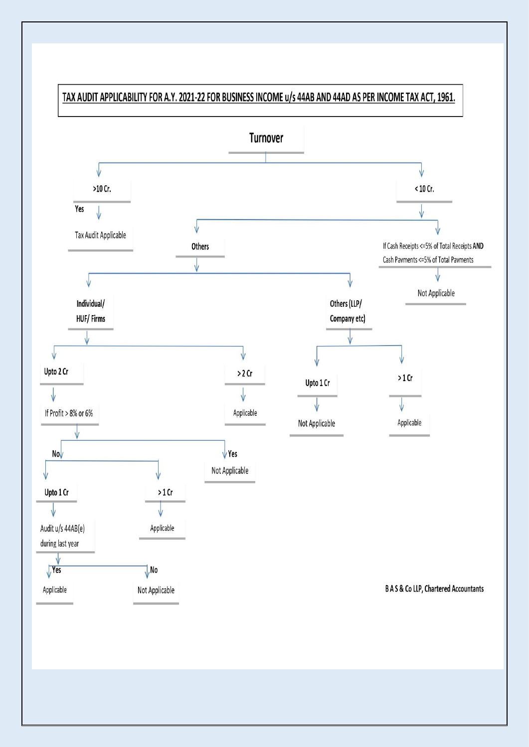## TAX AUDIT APPLICABILITY FOR A.Y. 2021-22 FOR BUSINESS INCOME u/s 44AB AND 44AD AS PER INCOME TAX ACT, 1961.

**Turnover**

- **>10 Cr.**
  - Yes → Tax Audit Applicable
- **< 10 Cr.**
  - **If Cash Receipts <=5% of Total Receipts AND Cash Payments <=5% of Total Payments**
    - Not Applicable
  - **Others**
    - **Individual/ HUF/ Firms**
      - **Upto 2 Cr**
        - If Profit > 8% or 6%
          - Yes → Not Applicable
          - No
            - **Upto 1 Cr**
              - Audit u/s 44AB(e) during last year
                - Yes → Applicable
                - No → Not Applicable
            - **> 1 Cr**
              - Applicable
      - **> 2 Cr**
        - Applicable
    - **Others (LLP/ Company etc)**
      - **Upto 1 Cr**
        - Not Applicable
      - **> 1 Cr**
        - Applicable

B A S & Co LLP, Chartered Accountants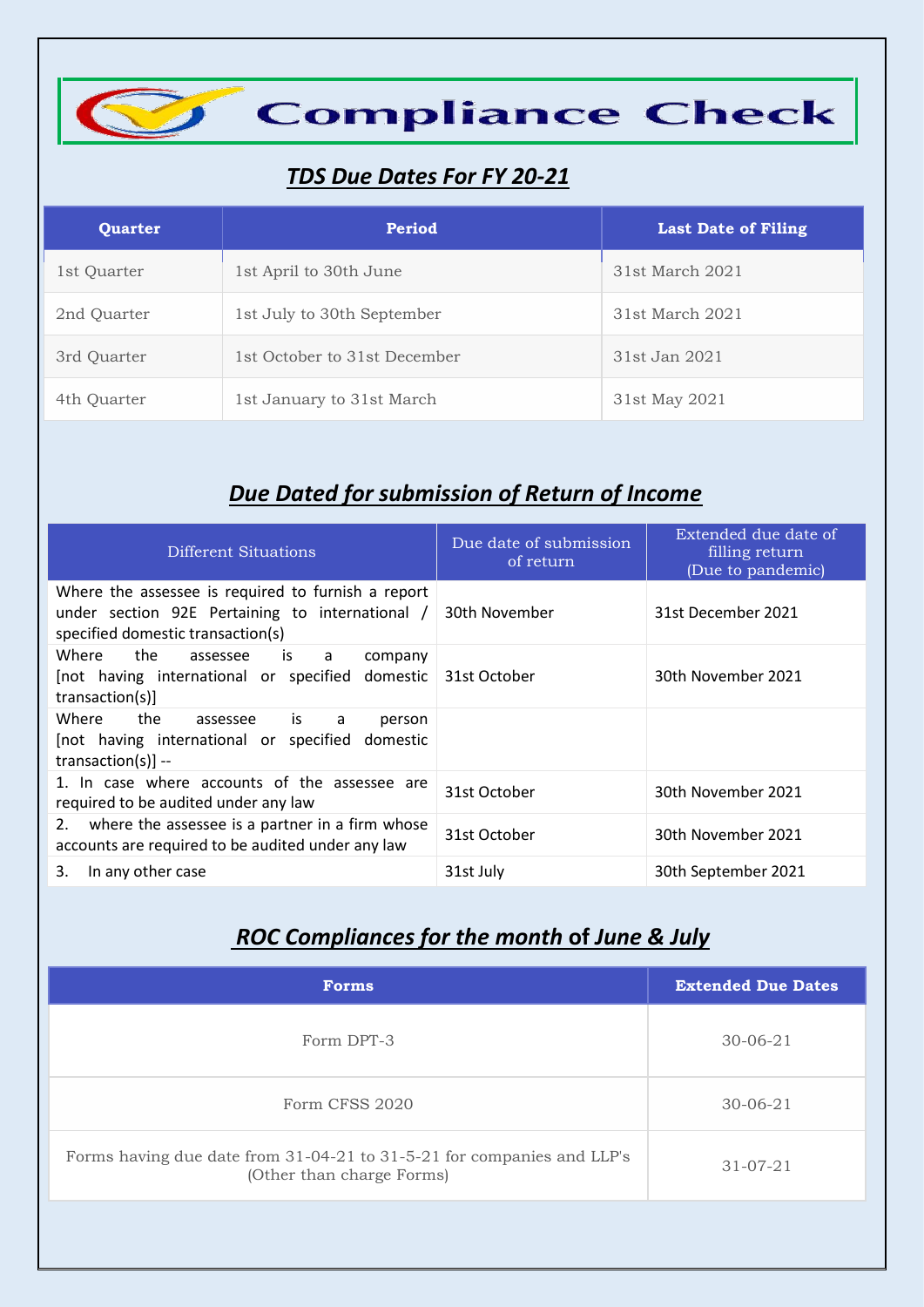# Compliance Check

## *TDS Due Dates For FY 20-21*

| Quarter | Period | Last Date of Filing |
|---|---|---|
| 1st Quarter | 1st April to 30th June | 31st March 2021 |
| 2nd Quarter | 1st July to 30th September | 31st March 2021 |
| 3rd Quarter | 1st October to 31st December | 31st Jan 2021 |
| 4th Quarter | 1st January to 31st March | 31st May 2021 |

## *Due Dated for submission of Return of Income*

| Different Situations | Due date of submission of return | Extended due date of filling return (Due to pandemic) |
|---|---|---|
| Where the assessee is required to furnish a report under section 92E Pertaining to international / specified domestic transaction(s) | 30th November | 31st December 2021 |
| Where the assessee is a company [not having international or specified domestic transaction(s)] | 31st October | 30th November 2021 |
| Where the assessee is a person [not having international or specified domestic transaction(s)] -- | | |
| 1. In case where accounts of the assessee are required to be audited under any law | 31st October | 30th November 2021 |
| 2. where the assessee is a partner in a firm whose accounts are required to be audited under any law | 31st October | 30th November 2021 |
| 3. In any other case | 31st July | 30th September 2021 |

## *ROC Compliances for the month of June & July*

| Forms | Extended Due Dates |
|---|---|
| Form DPT-3 | 30-06-21 |
| Form CFSS 2020 | 30-06-21 |
| Forms having due date from 31-04-21 to 31-5-21 for companies and LLP's (Other than charge Forms) | 31-07-21 |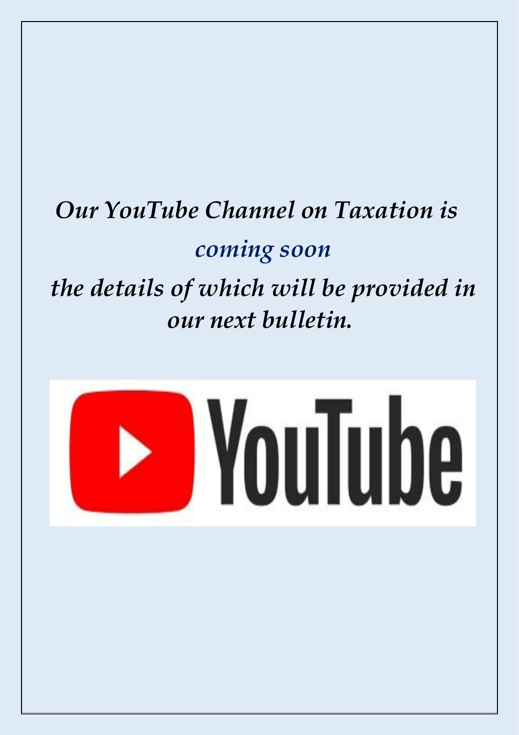*Our YouTube Channel on Taxation is*

***coming soon***

***the details of which will be provided in our next bulletin.***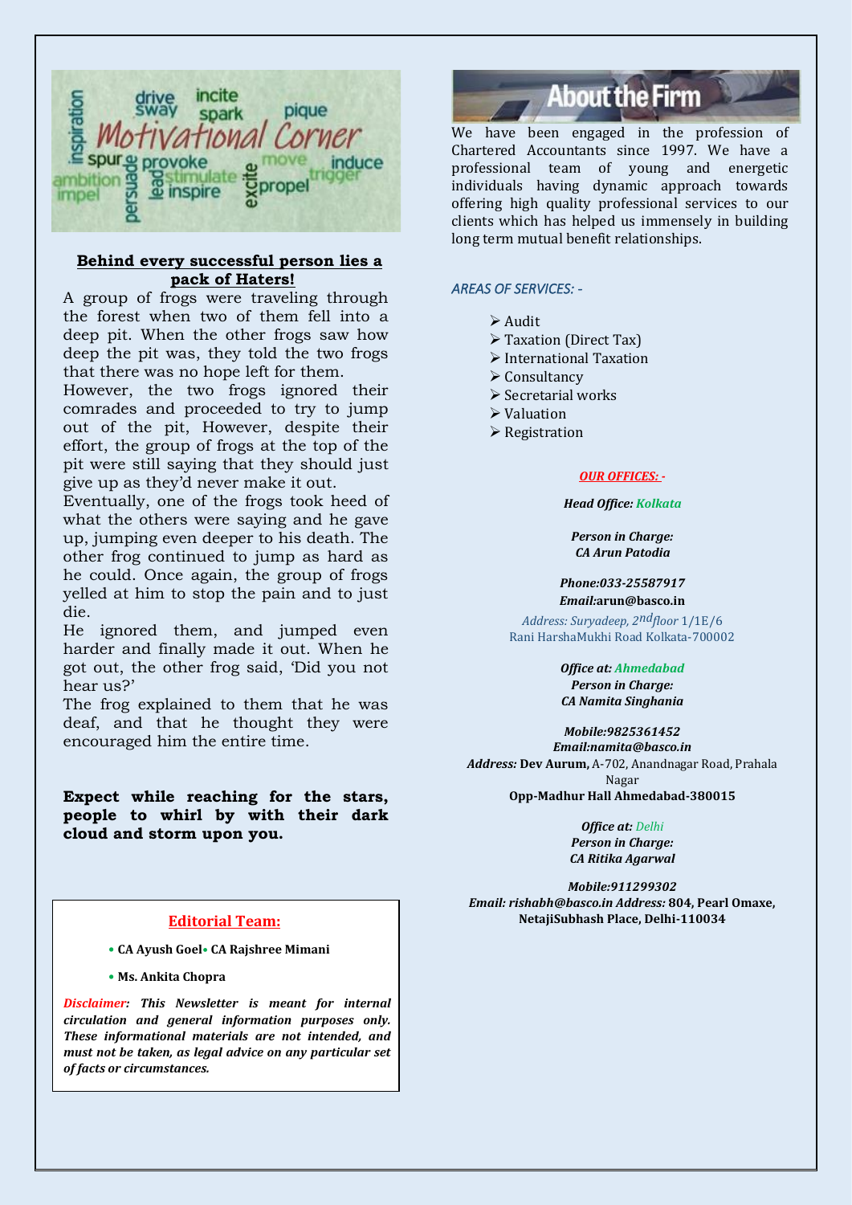## Motivational Corner

**Behind every successful person lies a pack of Haters!**

A group of frogs were traveling through the forest when two of them fell into a deep pit. When the other frogs saw how deep the pit was, they told the two frogs that there was no hope left for them.

However, the two frogs ignored their comrades and proceeded to try to jump out of the pit, However, despite their effort, the group of frogs at the top of the pit were still saying that they should just give up as they'd never make it out.

Eventually, one of the frogs took heed of what the others were saying and he gave up, jumping even deeper to his death. The other frog continued to jump as hard as he could. Once again, the group of frogs yelled at him to stop the pain and to just die.

He ignored them, and jumped even harder and finally made it out. When he got out, the other frog said, 'Did you not hear us?'

The frog explained to them that he was deaf, and that he thought they were encouraged him the entire time.

**Expect while reaching for the stars, people to whirl by with their dark cloud and storm upon you.**

**Editorial Team:**

- **CA Ayush Goel** • **CA Rajshree Mimani**
- **Ms. Ankita Chopra**

*Disclaimer: This Newsletter is meant for internal circulation and general information purposes only. These informational materials are not intended, and must not be taken, as legal advice on any particular set of facts or circumstances.*

## About the Firm

We have been engaged in the profession of Chartered Accountants since 1997. We have a professional team of young and energetic individuals having dynamic approach towards offering high quality professional services to our clients which has helped us immensely in building long term mutual benefit relationships.

*AREAS OF SERVICES: -*

- Audit
- Taxation (Direct Tax)
- International Taxation
- Consultancy
- Secretarial works
- Valuation
- Registration

***OUR OFFICES: -***

***Head Office: Kolkata***

***Person in Charge:***
***CA Arun Patodia***

***Phone:033-25587917***
***Email:*arun@basco.in**

*Address: Suryadeep, $2^{nd}$floor* 1/1E/6 Rani HarshaMukhi Road Kolkata-700002

***Office at: Ahmedabad***
***Person in Charge:***
***CA Namita Singhania***

***Mobile:9825361452***
***Email:namita@basco.in***
***Address:* Dev Aurum,** A-702, Anandnagar Road, Prahala Nagar
**Opp-Madhur Hall Ahmedabad-380015**

***Office at:** Delhi*
***Person in Charge:***
***CA Ritika Agarwal***

***Mobile:911299302***
***Email: rishabh@basco.in Address:* 804, Pearl Omaxe, NetajiSubhash Place, Delhi-110034**